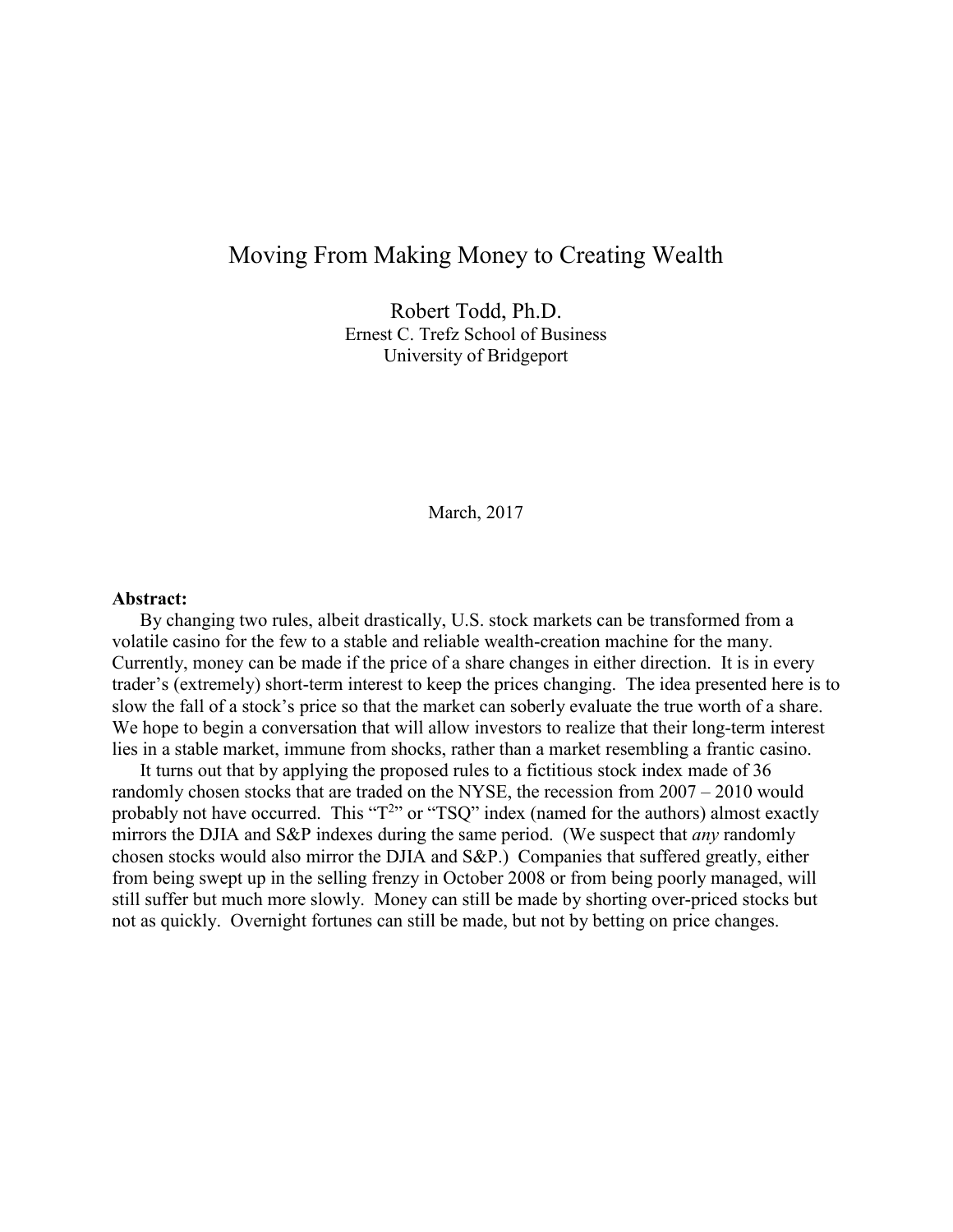# Moving From Making Money to Creating Wealth

Robert Todd, Ph.D.
Ernest C. Trefz School of Business
University of Bridgeport

March, 2017

**Abstract:**

By changing two rules, albeit drastically, U.S. stock markets can be transformed from a volatile casino for the few to a stable and reliable wealth-creation machine for the many. Currently, money can be made if the price of a share changes in either direction. It is in every trader's (extremely) short-term interest to keep the prices changing. The idea presented here is to slow the fall of a stock's price so that the market can soberly evaluate the true worth of a share. We hope to begin a conversation that will allow investors to realize that their long-term interest lies in a stable market, immune from shocks, rather than a market resembling a frantic casino.

It turns out that by applying the proposed rules to a fictitious stock index made of 36 randomly chosen stocks that are traded on the NYSE, the recession from 2007 – 2010 would probably not have occurred. This "$T^2$" or "TSQ" index (named for the authors) almost exactly mirrors the DJIA and S&P indexes during the same period. (We suspect that *any* randomly chosen stocks would also mirror the DJIA and S&P.) Companies that suffered greatly, either from being swept up in the selling frenzy in October 2008 or from being poorly managed, will still suffer but much more slowly. Money can still be made by shorting over-priced stocks but not as quickly. Overnight fortunes can still be made, but not by betting on price changes.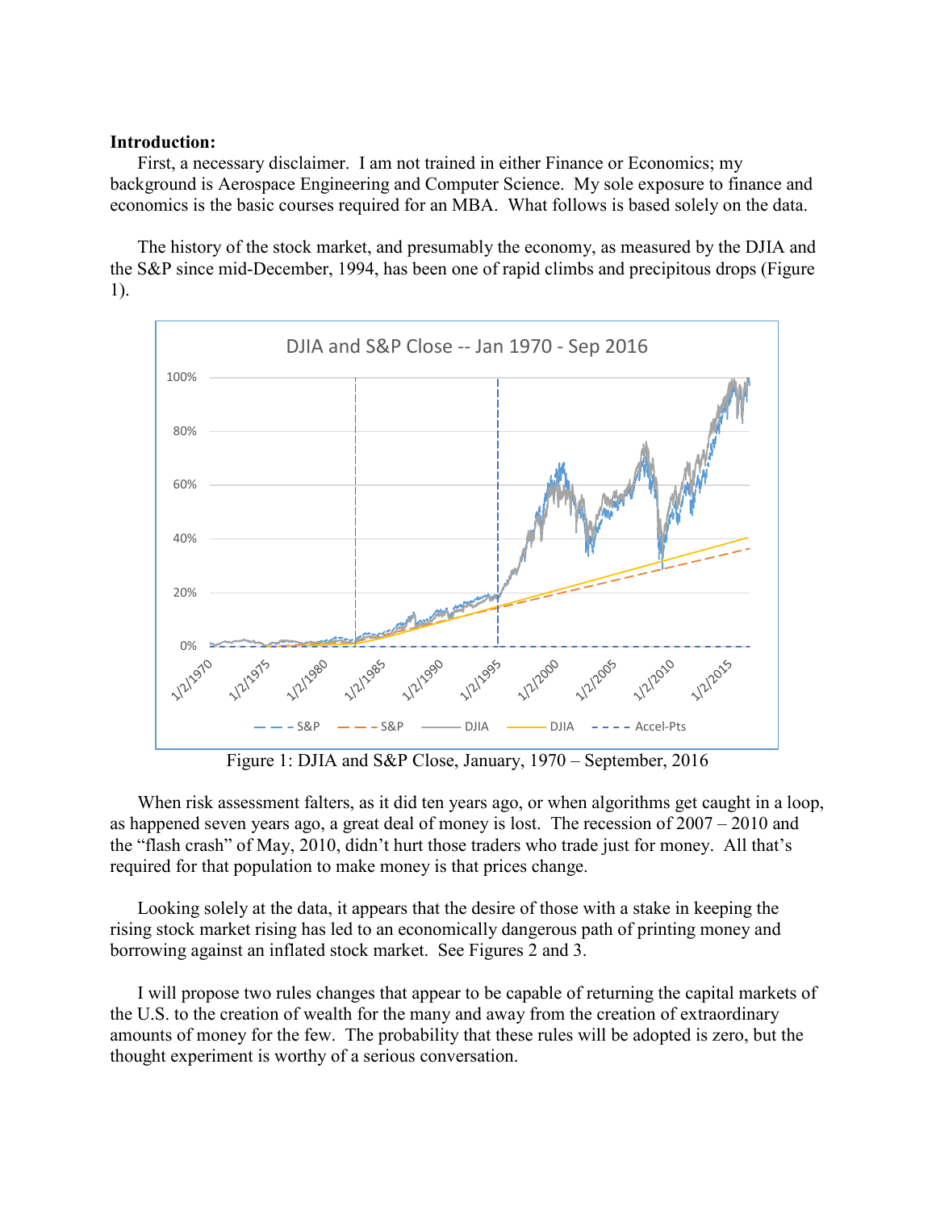**Introduction:**

First, a necessary disclaimer. I am not trained in either Finance or Economics; my background is Aerospace Engineering and Computer Science. My sole exposure to finance and economics is the basic courses required for an MBA. What follows is based solely on the data.

The history of the stock market, and presumably the economy, as measured by the DJIA and the S&P since mid-December, 1994, has been one of rapid climbs and precipitous drops (Figure 1).

Figure 1: DJIA and S&P Close, January, 1970 – September, 2016

When risk assessment falters, as it did ten years ago, or when algorithms get caught in a loop, as happened seven years ago, a great deal of money is lost. The recession of 2007 – 2010 and the "flash crash" of May, 2010, didn't hurt those traders who trade just for money. All that's required for that population to make money is that prices change.

Looking solely at the data, it appears that the desire of those with a stake in keeping the rising stock market rising has led to an economically dangerous path of printing money and borrowing against an inflated stock market. See Figures 2 and 3.

I will propose two rules changes that appear to be capable of returning the capital markets of the U.S. to the creation of wealth for the many and away from the creation of extraordinary amounts of money for the few. The probability that these rules will be adopted is zero, but the thought experiment is worthy of a serious conversation.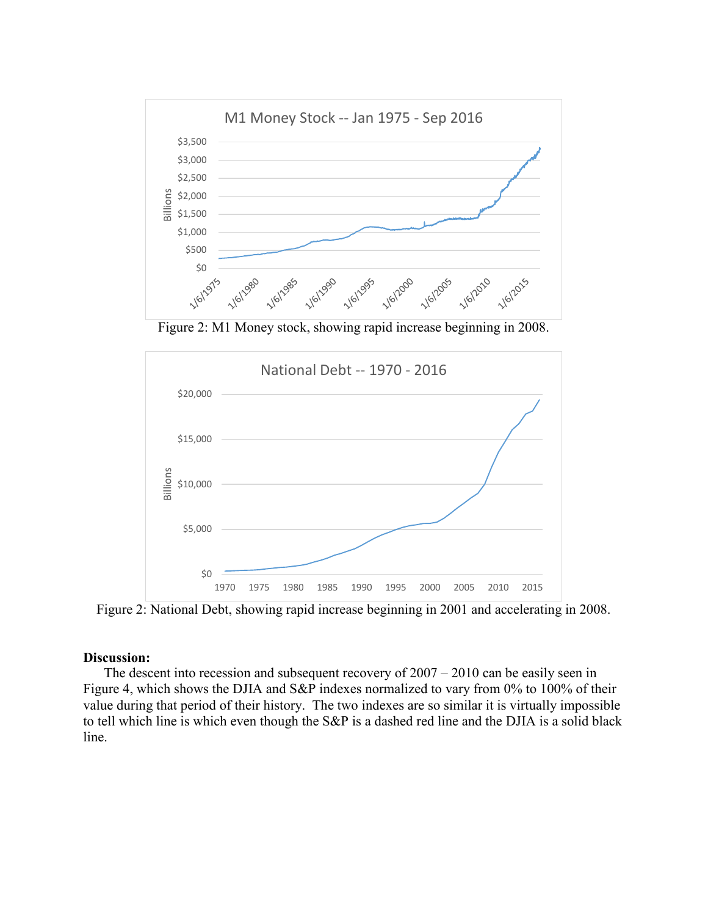Figure 2: M1 Money stock, showing rapid increase beginning in 2008.

Figure 2: National Debt, showing rapid increase beginning in 2001 and accelerating in 2008.

**Discussion:**

The descent into recession and subsequent recovery of 2007 – 2010 can be easily seen in Figure 4, which shows the DJIA and S&P indexes normalized to vary from 0% to 100% of their value during that period of their history. The two indexes are so similar it is virtually impossible to tell which line is which even though the S&P is a dashed red line and the DJIA is a solid black line.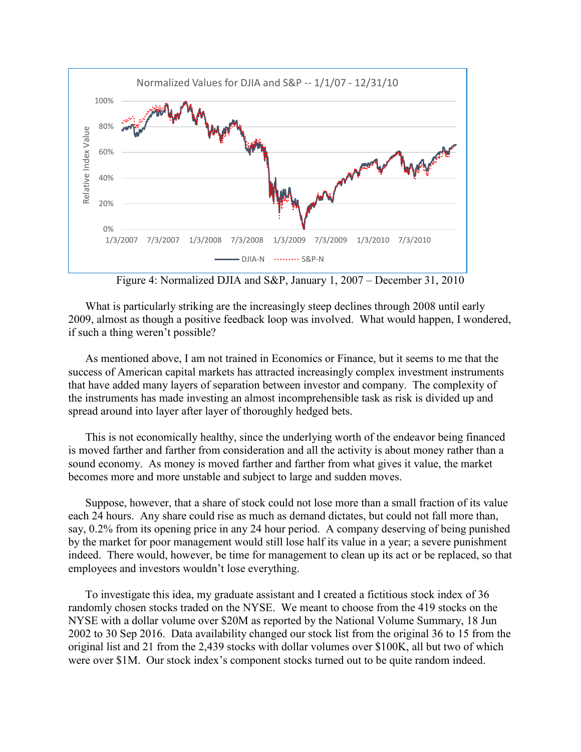Figure 4: Normalized DJIA and S&P, January 1, 2007 – December 31, 2010

What is particularly striking are the increasingly steep declines through 2008 until early 2009, almost as though a positive feedback loop was involved. What would happen, I wondered, if such a thing weren't possible?

As mentioned above, I am not trained in Economics or Finance, but it seems to me that the success of American capital markets has attracted increasingly complex investment instruments that have added many layers of separation between investor and company. The complexity of the instruments has made investing an almost incomprehensible task as risk is divided up and spread around into layer after layer of thoroughly hedged bets.

This is not economically healthy, since the underlying worth of the endeavor being financed is moved farther and farther from consideration and all the activity is about money rather than a sound economy. As money is moved farther and farther from what gives it value, the market becomes more and more unstable and subject to large and sudden moves.

Suppose, however, that a share of stock could not lose more than a small fraction of its value each 24 hours. Any share could rise as much as demand dictates, but could not fall more than, say, 0.2% from its opening price in any 24 hour period. A company deserving of being punished by the market for poor management would still lose half its value in a year; a severe punishment indeed. There would, however, be time for management to clean up its act or be replaced, so that employees and investors wouldn't lose everything.

To investigate this idea, my graduate assistant and I created a fictitious stock index of 36 randomly chosen stocks traded on the NYSE. We meant to choose from the 419 stocks on the NYSE with a dollar volume over $20M as reported by the National Volume Summary, 18 Jun 2002 to 30 Sep 2016. Data availability changed our stock list from the original 36 to 15 from the original list and 21 from the 2,439 stocks with dollar volumes over $100K, all but two of which were over $1M. Our stock index's component stocks turned out to be quite random indeed.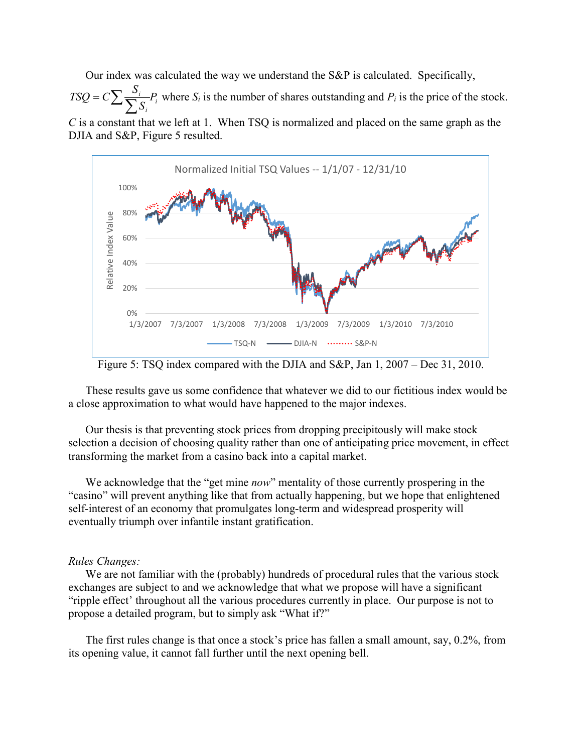Our index was calculated the way we understand the S&P is calculated. Specifically, $TSQ = C\sum \frac{S_i}{\sum S_i} P_i$ where $S_i$ is the number of shares outstanding and $P_i$ is the price of the stock. $C$ is a constant that we left at 1. When TSQ is normalized and placed on the same graph as the DJIA and S&P, Figure 5 resulted.

Figure 5: TSQ index compared with the DJIA and S&P, Jan 1, 2007 – Dec 31, 2010.

These results gave us some confidence that whatever we did to our fictitious index would be a close approximation to what would have happened to the major indexes.

Our thesis is that preventing stock prices from dropping precipitously will make stock selection a decision of choosing quality rather than one of anticipating price movement, in effect transforming the market from a casino back into a capital market.

We acknowledge that the "get mine *now*" mentality of those currently prospering in the "casino" will prevent anything like that from actually happening, but we hope that enlightened self-interest of an economy that promulgates long-term and widespread prosperity will eventually triumph over infantile instant gratification.

*Rules Changes:*

We are not familiar with the (probably) hundreds of procedural rules that the various stock exchanges are subject to and we acknowledge that what we propose will have a significant "ripple effect' throughout all the various procedures currently in place. Our purpose is not to propose a detailed program, but to simply ask "What if?"

The first rules change is that once a stock's price has fallen a small amount, say, 0.2%, from its opening value, it cannot fall further until the next opening bell.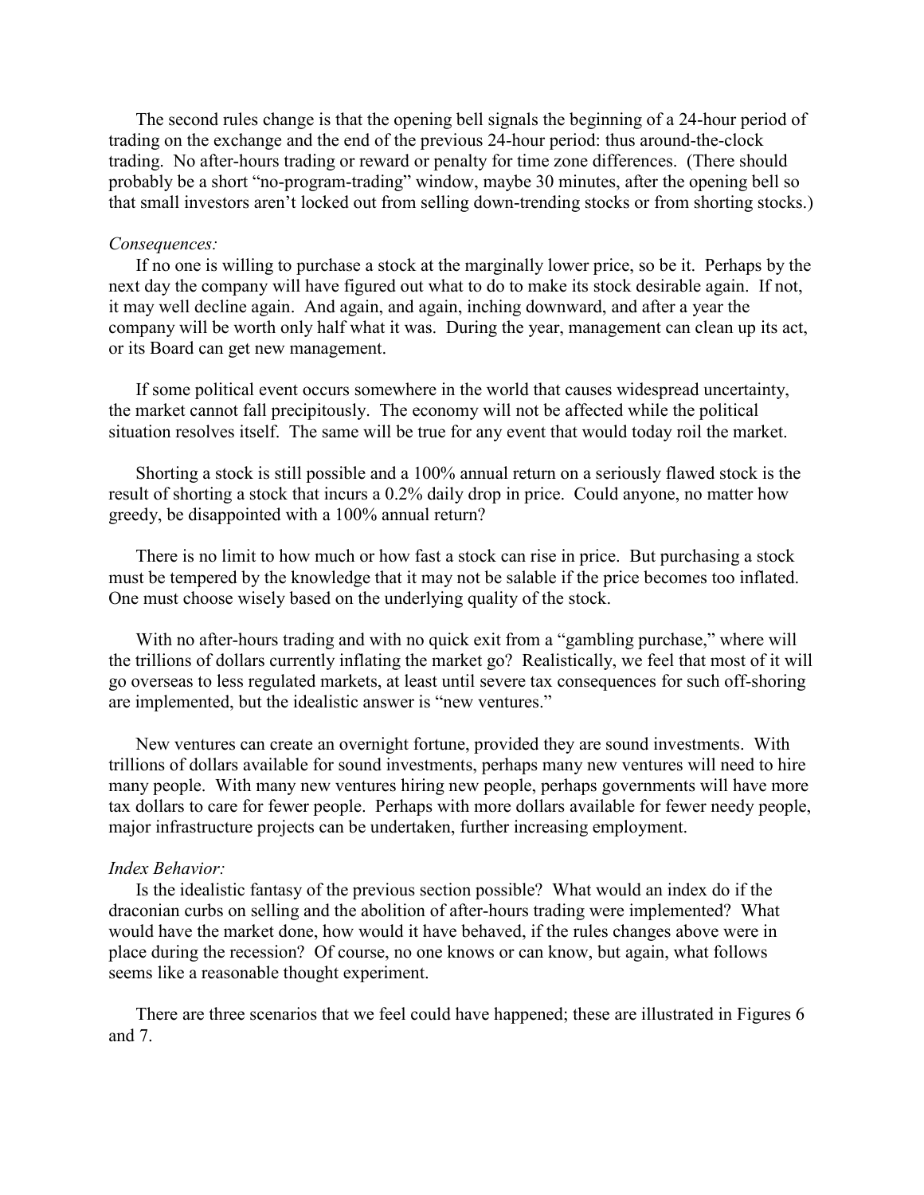The second rules change is that the opening bell signals the beginning of a 24-hour period of trading on the exchange and the end of the previous 24-hour period: thus around-the-clock trading. No after-hours trading or reward or penalty for time zone differences. (There should probably be a short "no-program-trading" window, maybe 30 minutes, after the opening bell so that small investors aren't locked out from selling down-trending stocks or from shorting stocks.)

*Consequences:*

If no one is willing to purchase a stock at the marginally lower price, so be it. Perhaps by the next day the company will have figured out what to do to make its stock desirable again. If not, it may well decline again. And again, and again, inching downward, and after a year the company will be worth only half what it was. During the year, management can clean up its act, or its Board can get new management.

If some political event occurs somewhere in the world that causes widespread uncertainty, the market cannot fall precipitously. The economy will not be affected while the political situation resolves itself. The same will be true for any event that would today roil the market.

Shorting a stock is still possible and a 100% annual return on a seriously flawed stock is the result of shorting a stock that incurs a 0.2% daily drop in price. Could anyone, no matter how greedy, be disappointed with a 100% annual return?

There is no limit to how much or how fast a stock can rise in price. But purchasing a stock must be tempered by the knowledge that it may not be salable if the price becomes too inflated. One must choose wisely based on the underlying quality of the stock.

With no after-hours trading and with no quick exit from a "gambling purchase," where will the trillions of dollars currently inflating the market go? Realistically, we feel that most of it will go overseas to less regulated markets, at least until severe tax consequences for such off-shoring are implemented, but the idealistic answer is "new ventures."

New ventures can create an overnight fortune, provided they are sound investments. With trillions of dollars available for sound investments, perhaps many new ventures will need to hire many people. With many new ventures hiring new people, perhaps governments will have more tax dollars to care for fewer people. Perhaps with more dollars available for fewer needy people, major infrastructure projects can be undertaken, further increasing employment.

*Index Behavior:*

Is the idealistic fantasy of the previous section possible? What would an index do if the draconian curbs on selling and the abolition of after-hours trading were implemented? What would have the market done, how would it have behaved, if the rules changes above were in place during the recession? Of course, no one knows or can know, but again, what follows seems like a reasonable thought experiment.

There are three scenarios that we feel could have happened; these are illustrated in Figures 6 and 7.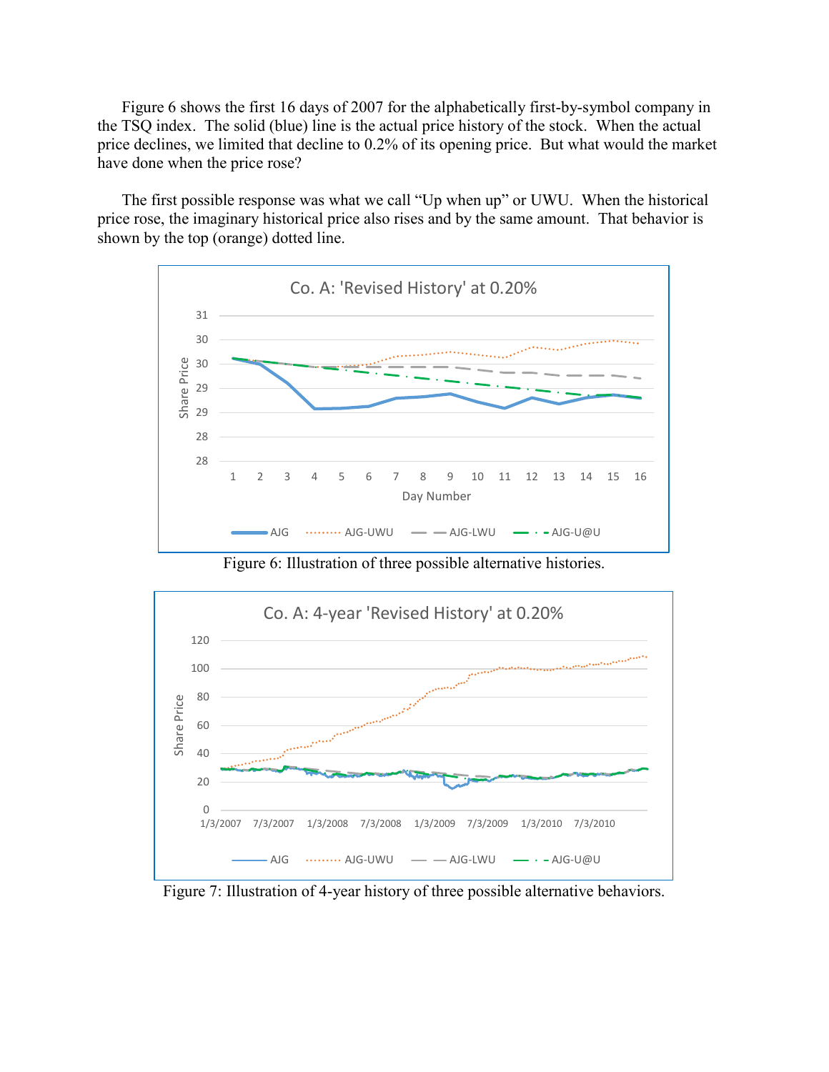Figure 6 shows the first 16 days of 2007 for the alphabetically first-by-symbol company in the TSQ index. The solid (blue) line is the actual price history of the stock. When the actual price declines, we limited that decline to 0.2% of its opening price. But what would the market have done when the price rose?

The first possible response was what we call "Up when up" or UWU. When the historical price rose, the imaginary historical price also rises and by the same amount. That behavior is shown by the top (orange) dotted line.

Figure 6: Illustration of three possible alternative histories.

Figure 7: Illustration of 4-year history of three possible alternative behaviors.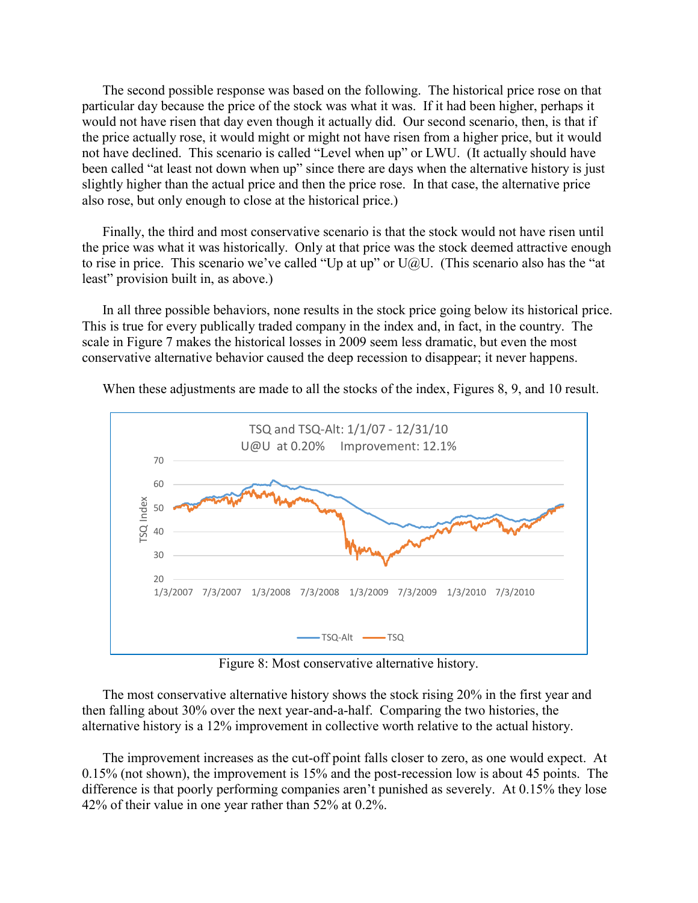The second possible response was based on the following. The historical price rose on that particular day because the price of the stock was what it was. If it had been higher, perhaps it would not have risen that day even though it actually did. Our second scenario, then, is that if the price actually rose, it would might or might not have risen from a higher price, but it would not have declined. This scenario is called "Level when up" or LWU. (It actually should have been called "at least not down when up" since there are days when the alternative history is just slightly higher than the actual price and then the price rose. In that case, the alternative price also rose, but only enough to close at the historical price.)

Finally, the third and most conservative scenario is that the stock would not have risen until the price was what it was historically. Only at that price was the stock deemed attractive enough to rise in price. This scenario we've called "Up at up" or U@U. (This scenario also has the "at least" provision built in, as above.)

In all three possible behaviors, none results in the stock price going below its historical price. This is true for every publically traded company in the index and, in fact, in the country. The scale in Figure 7 makes the historical losses in 2009 seem less dramatic, but even the most conservative alternative behavior caused the deep recession to disappear; it never happens.

When these adjustments are made to all the stocks of the index, Figures 8, 9, and 10 result.

Figure 8: Most conservative alternative history.

The most conservative alternative history shows the stock rising 20% in the first year and then falling about 30% over the next year-and-a-half. Comparing the two histories, the alternative history is a 12% improvement in collective worth relative to the actual history.

The improvement increases as the cut-off point falls closer to zero, as one would expect. At 0.15% (not shown), the improvement is 15% and the post-recession low is about 45 points. The difference is that poorly performing companies aren't punished as severely. At 0.15% they lose 42% of their value in one year rather than 52% at 0.2%.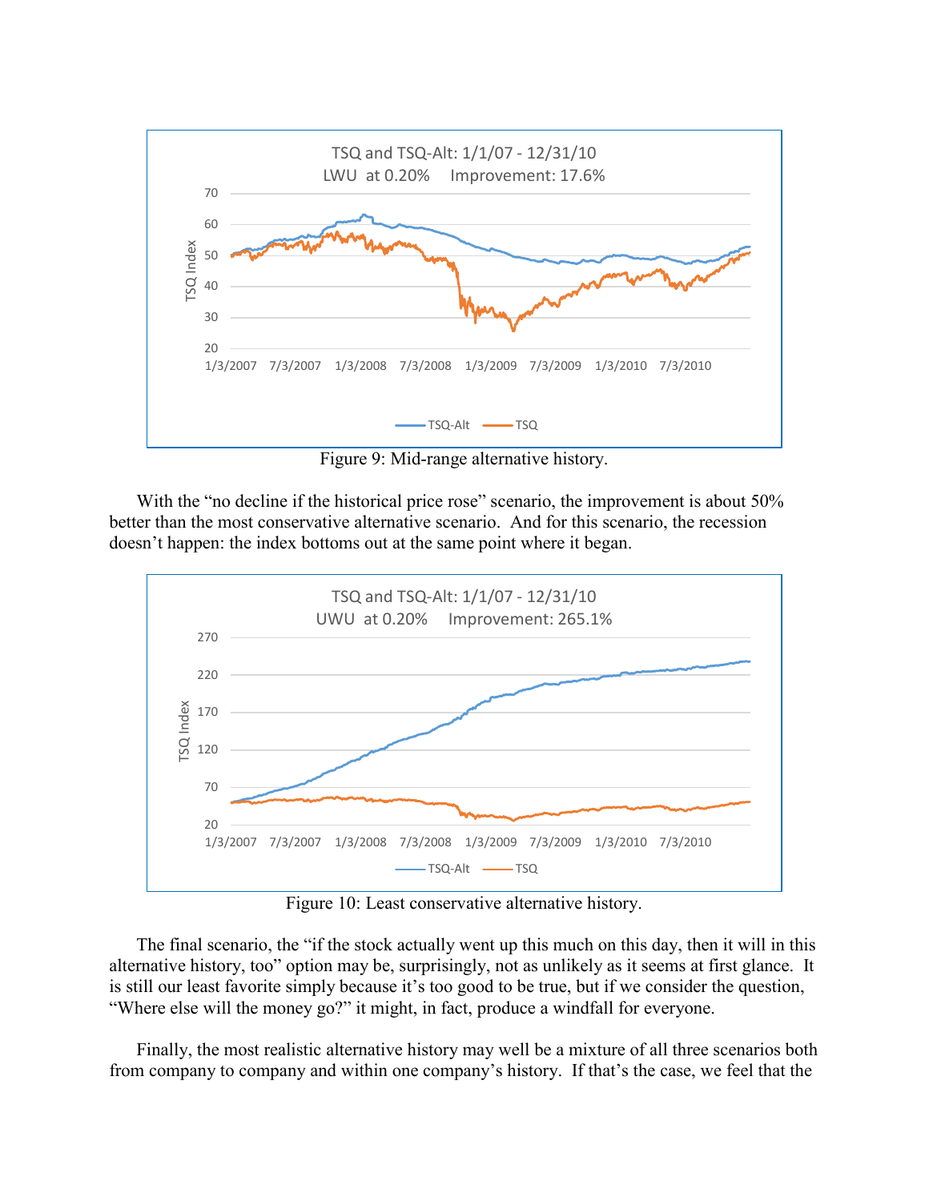Figure 9: Mid-range alternative history.

With the "no decline if the historical price rose" scenario, the improvement is about 50% better than the most conservative alternative scenario. And for this scenario, the recession doesn't happen: the index bottoms out at the same point where it began.

Figure 10: Least conservative alternative history.

The final scenario, the "if the stock actually went up this much on this day, then it will in this alternative history, too" option may be, surprisingly, not as unlikely as it seems at first glance. It is still our least favorite simply because it's too good to be true, but if we consider the question, "Where else will the money go?" it might, in fact, produce a windfall for everyone.

Finally, the most realistic alternative history may well be a mixture of all three scenarios both from company to company and within one company's history. If that's the case, we feel that the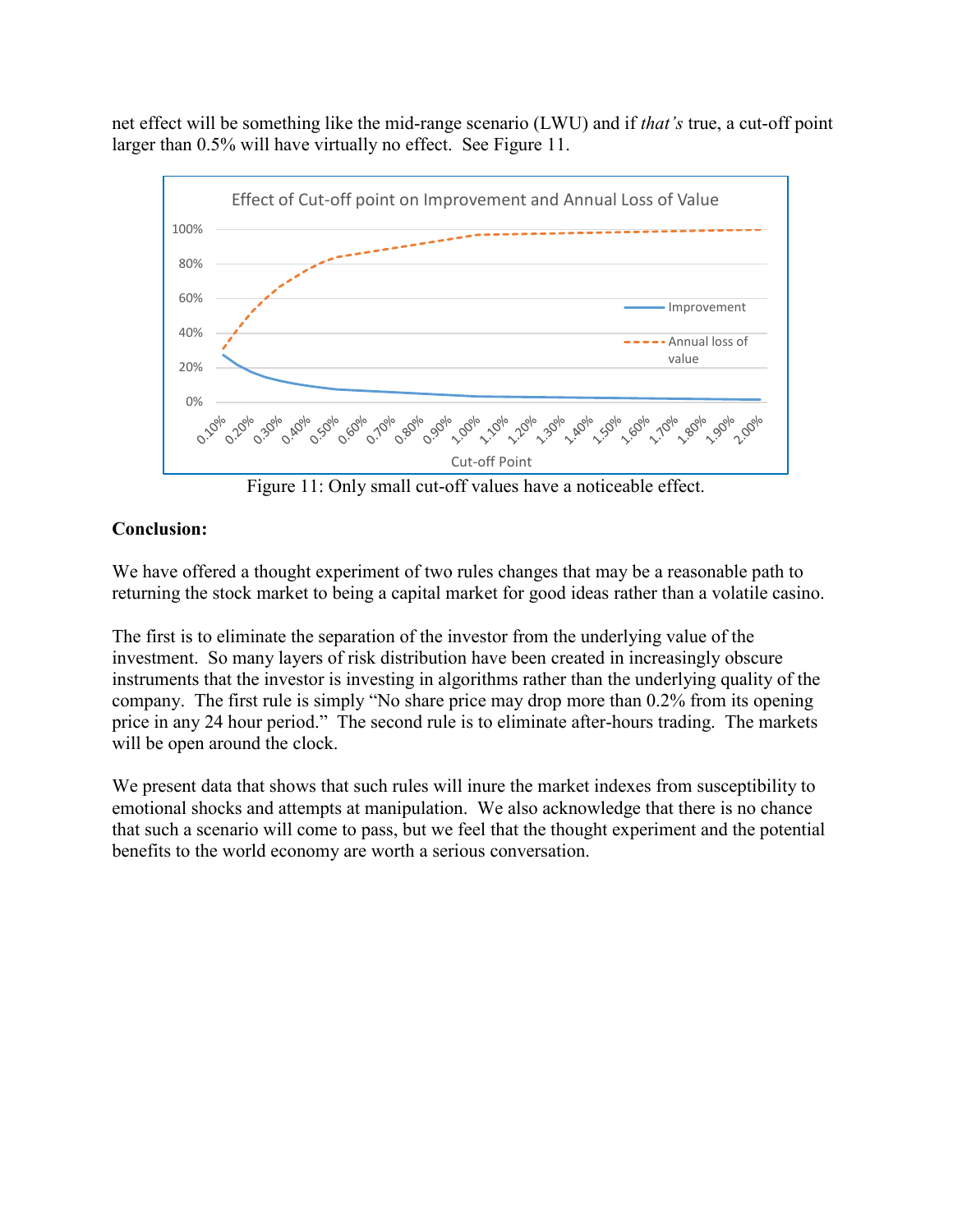net effect will be something like the mid-range scenario (LWU) and if *that's* true, a cut-off point larger than 0.5% will have virtually no effect. See Figure 11.

Effect of Cut-off point on Improvement and Annual Loss of Value

100%
80%
60%
40%
20%
0%

0.10% 0.20% 0.30% 0.40% 0.50% 0.60% 0.70% 0.80% 0.90% 1.00% 1.10% 1.20% 1.30% 1.40% 1.50% 1.60% 1.70% 1.80% 1.90% 2.00%

Cut-off Point

Improvement
Annual loss of value

Figure 11: Only small cut-off values have a noticeable effect.

**Conclusion:**

We have offered a thought experiment of two rules changes that may be a reasonable path to returning the stock market to being a capital market for good ideas rather than a volatile casino.

The first is to eliminate the separation of the investor from the underlying value of the investment. So many layers of risk distribution have been created in increasingly obscure instruments that the investor is investing in algorithms rather than the underlying quality of the company. The first rule is simply "No share price may drop more than 0.2% from its opening price in any 24 hour period." The second rule is to eliminate after-hours trading. The markets will be open around the clock.

We present data that shows that such rules will inure the market indexes from susceptibility to emotional shocks and attempts at manipulation. We also acknowledge that there is no chance that such a scenario will come to pass, but we feel that the thought experiment and the potential benefits to the world economy are worth a serious conversation.